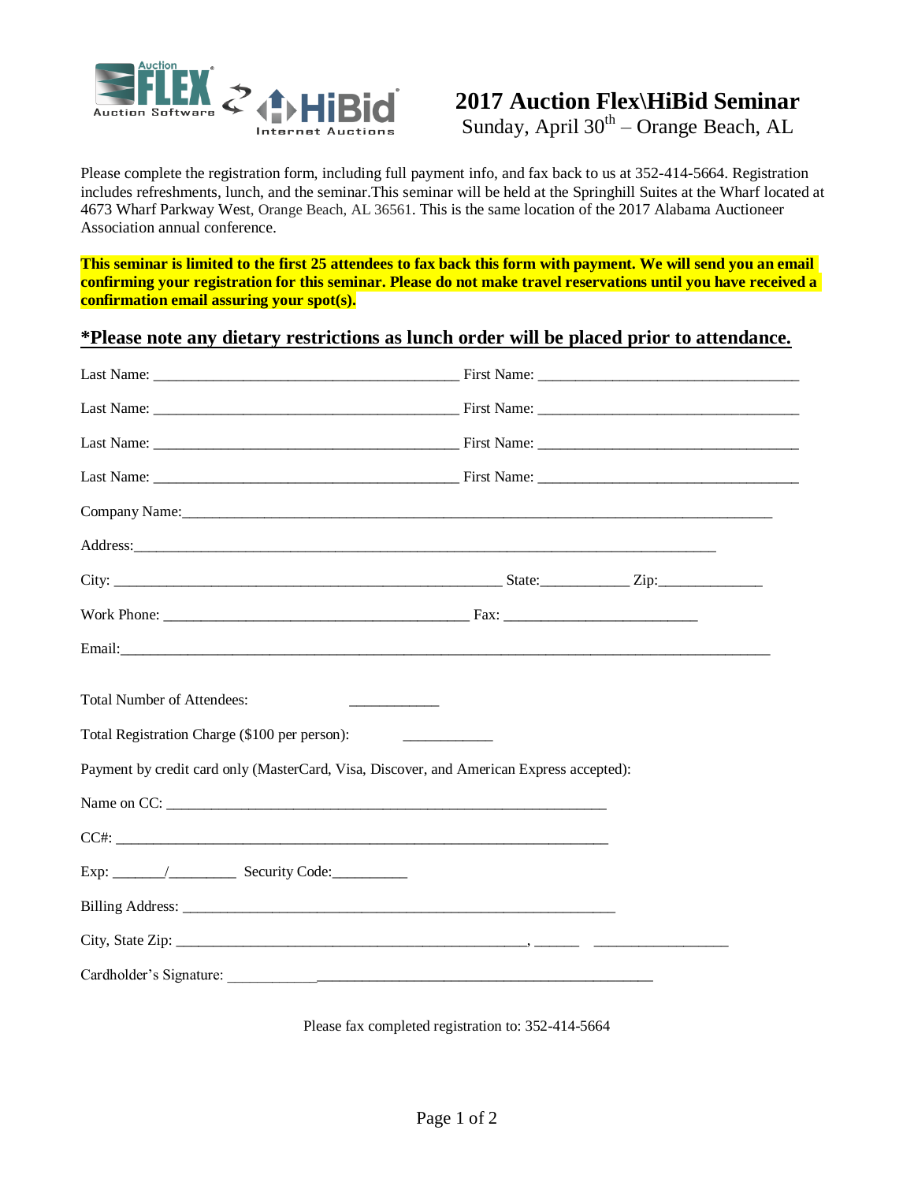# 2017 Auction Flex\HiBid Seminar

Sunday, April 30th – Orange Beach, AL

Please complete the registration form, including full payment info, and fax back to us at 352-414-5664. Registration includes refreshments, lunch, and the seminar.This seminar will be held at the Springhill Suites at the Wharf located at 4673 Wharf Parkway West, Orange Beach, AL 36561. This is the same location of the 2017 Alabama Auctioneer Association annual conference.

**This seminar is limited to the first 25 attendees to fax back this form with payment. We will send you an email confirming your registration for this seminar. Please do not make travel reservations until you have received a confirmation email assuring your spot(s).**

**<u>*Please note any dietary restrictions as lunch order will be placed prior to attendance.</u>**

Last Name: ________________________________________ First Name: ___________________________________

Last Name: ________________________________________ First Name: ___________________________________

Last Name: ________________________________________ First Name: ___________________________________

Last Name: ________________________________________ First Name: ___________________________________

Company Name:_____________________________________________________________________________

Address:_________________________________________________________________________________

City: ___________________________________________________ State:___________ Zip:_____________

Work Phone: ________________________________________ Fax: __________________________

Email:____________________________________________________________________________________

Total Number of Attendees: ____________

Total Registration Charge ($100 per person): ____________

Payment by credit card only (MasterCard, Visa, Discover, and American Express accepted):

Name on CC: ___________________________________________________________

CC#: _________________________________________________________________

Exp: _______/_________ Security Code:__________

Billing Address: ___________________________________________________________

City, State Zip: ______________________________________________, ______ __________________

Cardholder's Signature: ____________________________________________________________

Please fax completed registration to: 352-414-5664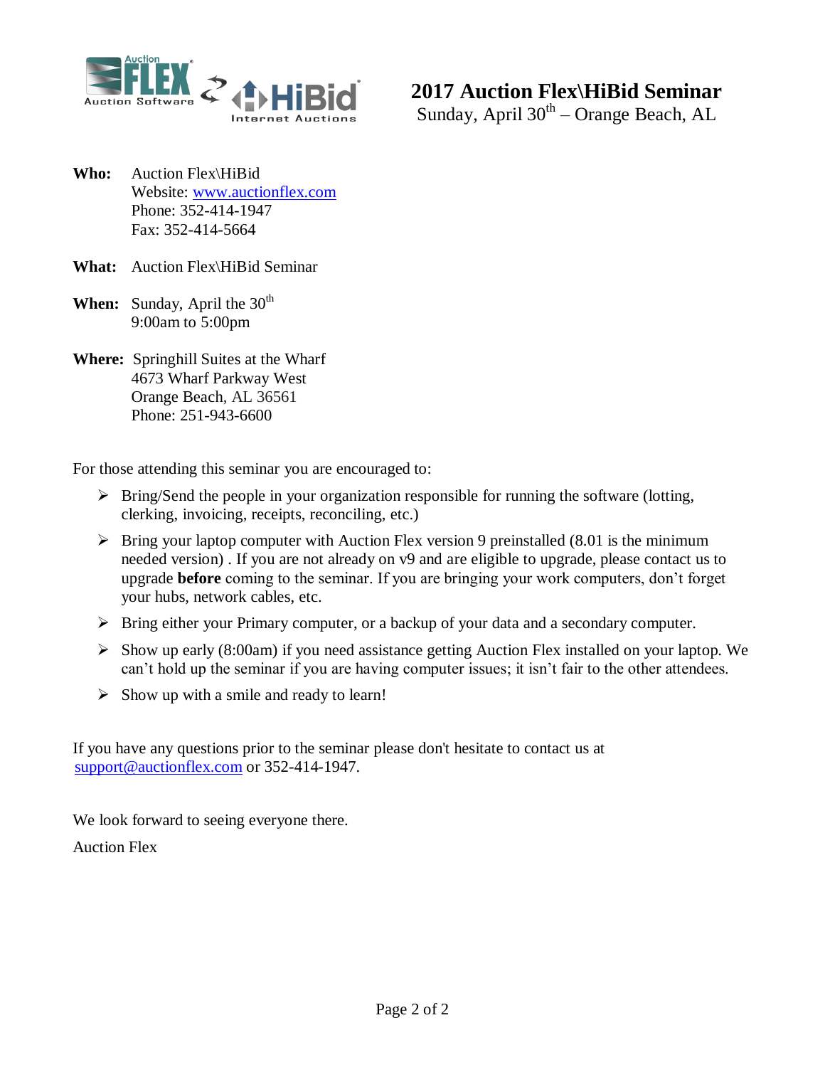# 2017 Auction Flex\HiBid Seminar

Sunday, April 30th – Orange Beach, AL

**Who:** Auction Flex\HiBid
Website: www.auctionflex.com
Phone: 352-414-1947
Fax: 352-414-5664

**What:** Auction Flex\HiBid Seminar

**When:** Sunday, April the 30th
9:00am to 5:00pm

**Where:** Springhill Suites at the Wharf
4673 Wharf Parkway West
Orange Beach, AL 36561
Phone: 251-943-6600

For those attending this seminar you are encouraged to:

- Bring/Send the people in your organization responsible for running the software (lotting, clerking, invoicing, receipts, reconciling, etc.)
- Bring your laptop computer with Auction Flex version 9 preinstalled (8.01 is the minimum needed version) . If you are not already on v9 and are eligible to upgrade, please contact us to upgrade **before** coming to the seminar. If you are bringing your work computers, don't forget your hubs, network cables, etc.
- Bring either your Primary computer, or a backup of your data and a secondary computer.
- Show up early (8:00am) if you need assistance getting Auction Flex installed on your laptop. We can't hold up the seminar if you are having computer issues; it isn't fair to the other attendees.
- Show up with a smile and ready to learn!

If you have any questions prior to the seminar please don't hesitate to contact us at support@auctionflex.com or 352-414-1947.

We look forward to seeing everyone there.

Auction Flex